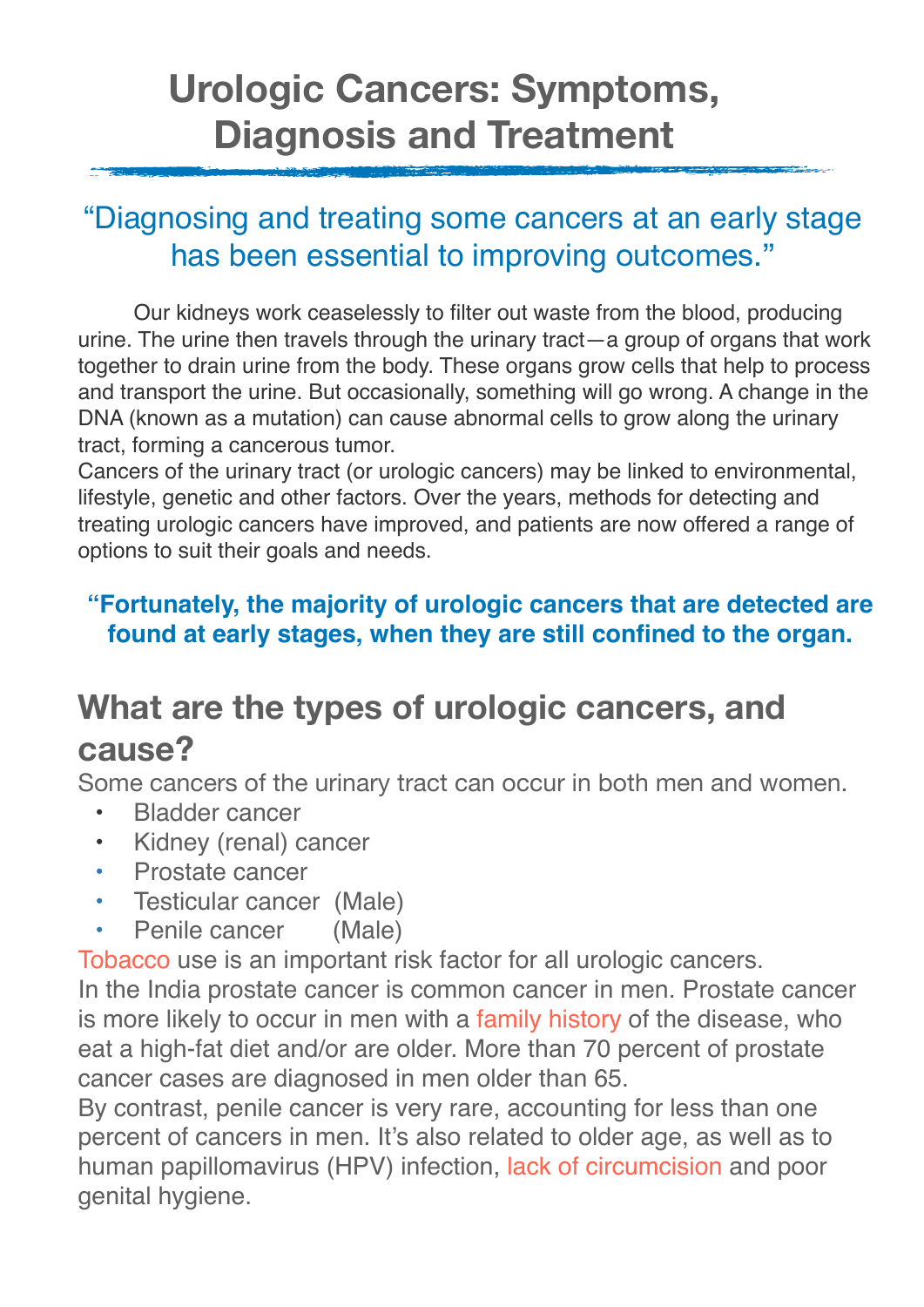# Urologic Cancers: Symptoms, Diagnosis and Treatment

"Diagnosing and treating some cancers at an early stage has been essential to improving outcomes."

Our kidneys work ceaselessly to filter out waste from the blood, producing urine. The urine then travels through the urinary tract—a group of organs that work together to drain urine from the body. These organs grow cells that help to process and transport the urine. But occasionally, something will go wrong. A change in the DNA (known as a mutation) can cause abnormal cells to grow along the urinary tract, forming a cancerous tumor.

Cancers of the urinary tract (or urologic cancers) may be linked to environmental, lifestyle, genetic and other factors. Over the years, methods for detecting and treating urologic cancers have improved, and patients are now offered a range of options to suit their goals and needs.

**"Fortunately, the majority of urologic cancers that are detected are found at early stages, when they are still confined to the organ.**

## What are the types of urologic cancers, and cause?

Some cancers of the urinary tract can occur in both men and women.

- Bladder cancer
- Kidney (renal) cancer
- Prostate cancer
- Testicular cancer (Male)
- Penile cancer (Male)

Tobacco use is an important risk factor for all urologic cancers.

In the India prostate cancer is common cancer in men. Prostate cancer is more likely to occur in men with a family history of the disease, who eat a high-fat diet and/or are older. More than 70 percent of prostate cancer cases are diagnosed in men older than 65.

By contrast, penile cancer is very rare, accounting for less than one percent of cancers in men. It's also related to older age, as well as to human papillomavirus (HPV) infection, lack of circumcision and poor genital hygiene.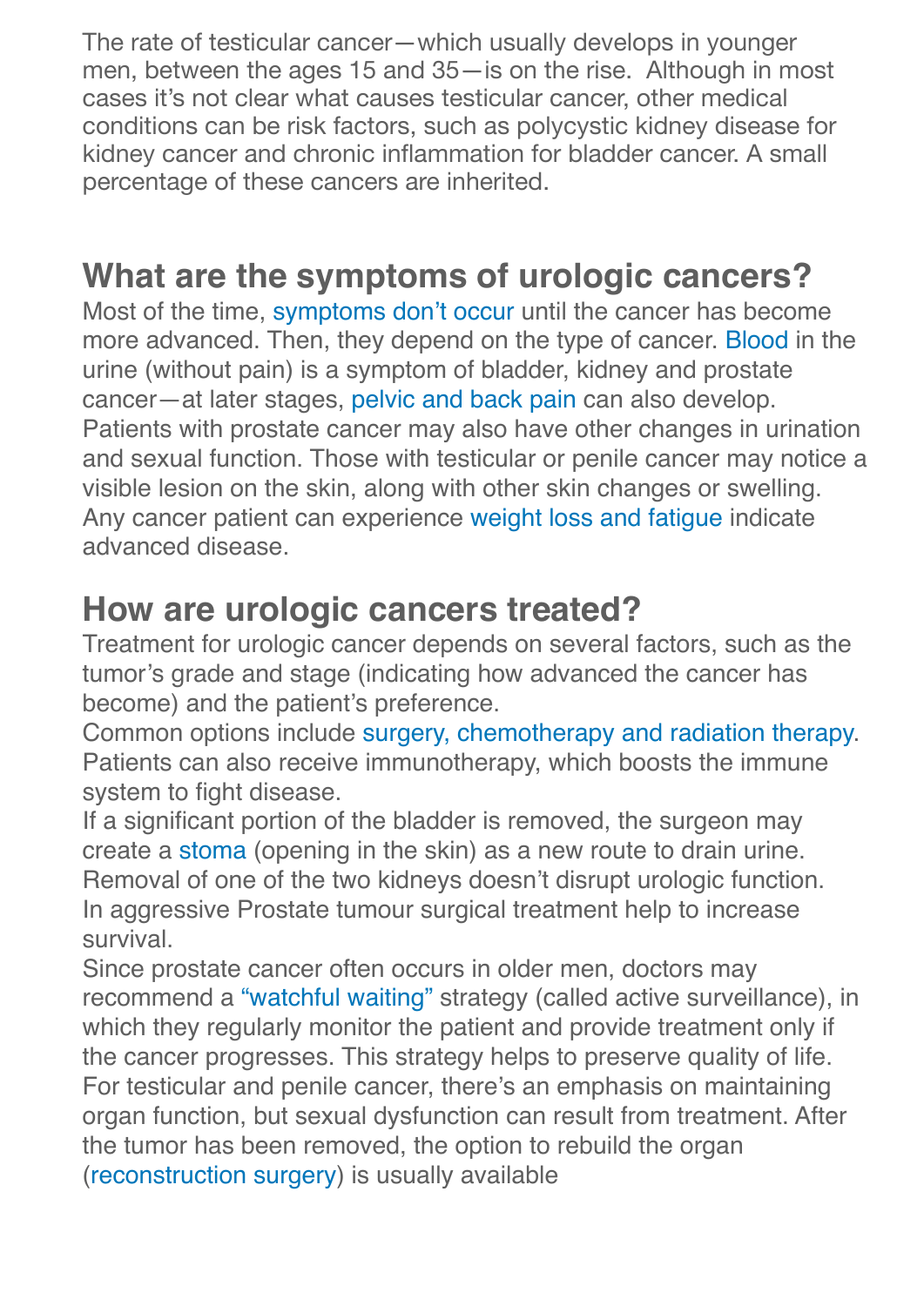The rate of testicular cancer—which usually develops in younger men, between the ages 15 and 35—is on the rise. Although in most cases it's not clear what causes testicular cancer, other medical conditions can be risk factors, such as polycystic kidney disease for kidney cancer and chronic inflammation for bladder cancer. A small percentage of these cancers are inherited.

## What are the symptoms of urologic cancers?

Most of the time, symptoms don't occur until the cancer has become more advanced. Then, they depend on the type of cancer. Blood in the urine (without pain) is a symptom of bladder, kidney and prostate cancer—at later stages, pelvic and back pain can also develop. Patients with prostate cancer may also have other changes in urination and sexual function. Those with testicular or penile cancer may notice a visible lesion on the skin, along with other skin changes or swelling. Any cancer patient can experience weight loss and fatigue indicate advanced disease.

## How are urologic cancers treated?

Treatment for urologic cancer depends on several factors, such as the tumor's grade and stage (indicating how advanced the cancer has become) and the patient's preference.

Common options include surgery, chemotherapy and radiation therapy. Patients can also receive immunotherapy, which boosts the immune system to fight disease.

If a significant portion of the bladder is removed, the surgeon may create a stoma (opening in the skin) as a new route to drain urine. Removal of one of the two kidneys doesn't disrupt urologic function. In aggressive Prostate tumour surgical treatment help to increase survival.

Since prostate cancer often occurs in older men, doctors may recommend a "watchful waiting" strategy (called active surveillance), in which they regularly monitor the patient and provide treatment only if the cancer progresses. This strategy helps to preserve quality of life. For testicular and penile cancer, there's an emphasis on maintaining organ function, but sexual dysfunction can result from treatment. After the tumor has been removed, the option to rebuild the organ (reconstruction surgery) is usually available